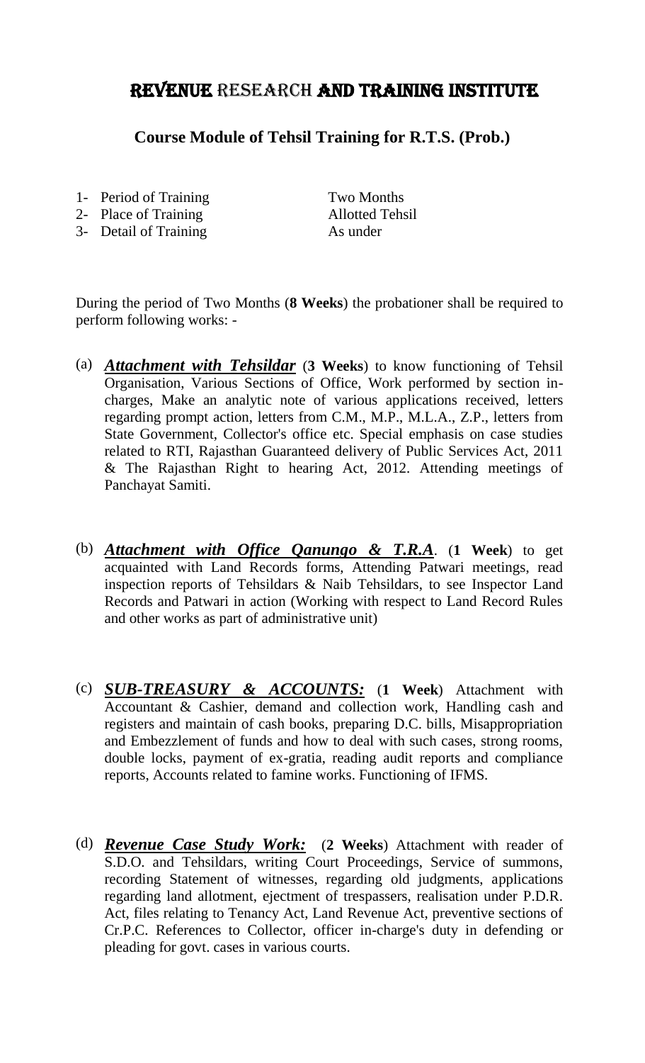# REVENUE RESEARCH AND TRAINING INSTITUTE

## Course Module of Tehsil Training for R.T.S. (Prob.)

| | |
|---|---|
| 1- Period of Training | Two Months |
| 2- Place of Training | Allotted Tehsil |
| 3- Detail of Training | As under |

During the period of Two Months (**8 Weeks**) the probationer shall be required to perform following works: -

(a) ***Attachment with Tehsildar*** (**3 Weeks**) to know functioning of Tehsil Organisation, Various Sections of Office, Work performed by section in-charges, Make an analytic note of various applications received, letters regarding prompt action, letters from C.M., M.P., M.L.A., Z.P., letters from State Government, Collector's office etc. Special emphasis on case studies related to RTI, Rajasthan Guaranteed delivery of Public Services Act, 2011 & The Rajasthan Right to hearing Act, 2012. Attending meetings of Panchayat Samiti.

(b) ***Attachment with Office Qanungo & T.R.A***. (**1 Week**) to get acquainted with Land Records forms, Attending Patwari meetings, read inspection reports of Tehsildars & Naib Tehsildars, to see Inspector Land Records and Patwari in action (Working with respect to Land Record Rules and other works as part of administrative unit)

(c) ***SUB-TREASURY & ACCOUNTS:*** (**1 Week**) Attachment with Accountant & Cashier, demand and collection work, Handling cash and registers and maintain of cash books, preparing D.C. bills, Misappropriation and Embezzlement of funds and how to deal with such cases, strong rooms, double locks, payment of ex-gratia, reading audit reports and compliance reports, Accounts related to famine works. Functioning of IFMS.

(d) ***Revenue Case Study Work:*** (**2 Weeks**) Attachment with reader of S.D.O. and Tehsildars, writing Court Proceedings, Service of summons, recording Statement of witnesses, regarding old judgments, applications regarding land allotment, ejectment of trespassers, realisation under P.D.R. Act, files relating to Tenancy Act, Land Revenue Act, preventive sections of Cr.P.C. References to Collector, officer in-charge's duty in defending or pleading for govt. cases in various courts.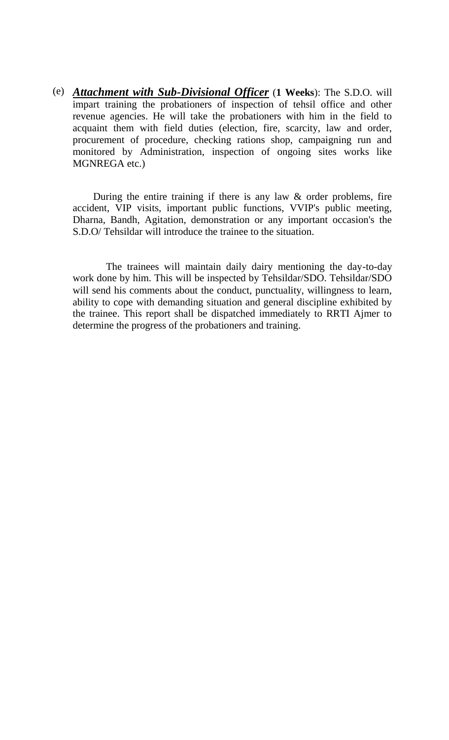(e) ***<u>Attachment with Sub-Divisional Officer</u>*** (**1 Weeks**): The S.D.O. will impart training the probationers of inspection of tehsil office and other revenue agencies. He will take the probationers with him in the field to acquaint them with field duties (election, fire, scarcity, law and order, procurement of procedure, checking rations shop, campaigning run and monitored by Administration, inspection of ongoing sites works like MGNREGA etc.)

During the entire training if there is any law & order problems, fire accident, VIP visits, important public functions, VVIP's public meeting, Dharna, Bandh, Agitation, demonstration or any important occasion's the S.D.O/ Tehsildar will introduce the trainee to the situation.

The trainees will maintain daily dairy mentioning the day-to-day work done by him. This will be inspected by Tehsildar/SDO. Tehsildar/SDO will send his comments about the conduct, punctuality, willingness to learn, ability to cope with demanding situation and general discipline exhibited by the trainee. This report shall be dispatched immediately to RRTI Ajmer to determine the progress of the probationers and training.